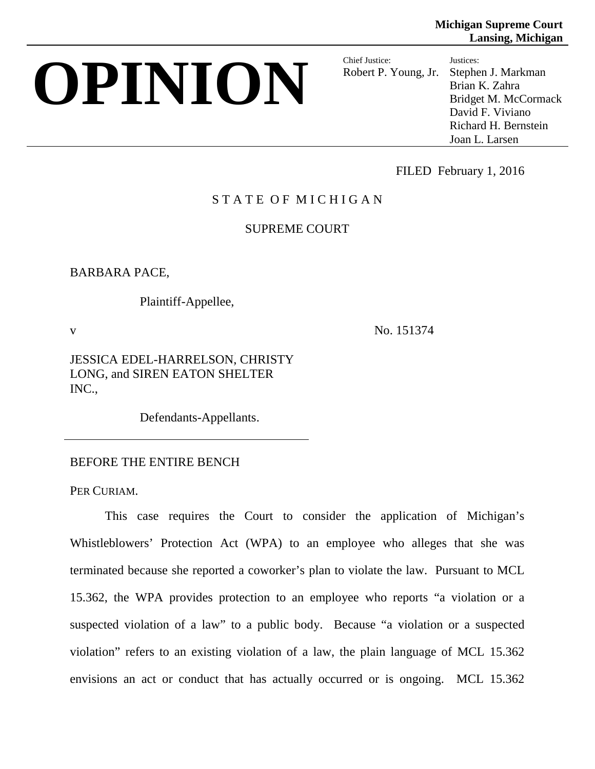**Michigan Supreme Court**
**Lansing, Michigan**

# OPINION

Chief Justice:
Robert P. Young, Jr.

Justices:
Stephen J. Markman
Brian K. Zahra
Bridget M. McCormack
David F. Viviano
Richard H. Bernstein
Joan L. Larsen

FILED February 1, 2016

STATE OF MICHIGAN

SUPREME COURT

BARBARA PACE,

Plaintiff-Appellee,

v No. 151374

JESSICA EDEL-HARRELSON, CHRISTY LONG, and SIREN EATON SHELTER INC.,

Defendants-Appellants.

---

BEFORE THE ENTIRE BENCH

PER CURIAM.

This case requires the Court to consider the application of Michigan's Whistleblowers' Protection Act (WPA) to an employee who alleges that she was terminated because she reported a coworker's plan to violate the law. Pursuant to MCL 15.362, the WPA provides protection to an employee who reports "a violation or a suspected violation of a law" to a public body. Because "a violation or a suspected violation" refers to an existing violation of a law, the plain language of MCL 15.362 envisions an act or conduct that has actually occurred or is ongoing. MCL 15.362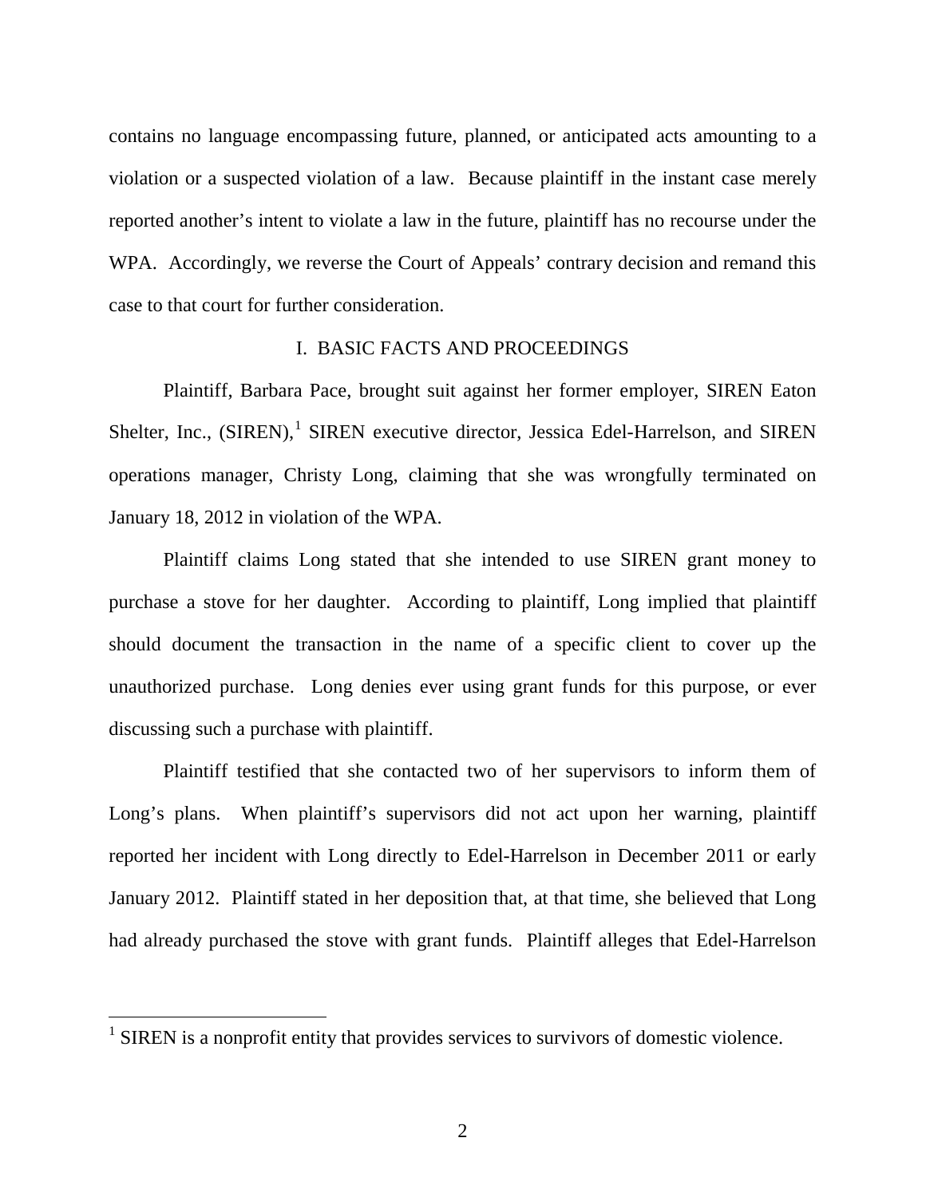contains no language encompassing future, planned, or anticipated acts amounting to a violation or a suspected violation of a law. Because plaintiff in the instant case merely reported another's intent to violate a law in the future, plaintiff has no recourse under the WPA. Accordingly, we reverse the Court of Appeals' contrary decision and remand this case to that court for further consideration.

## I. BASIC FACTS AND PROCEEDINGS

Plaintiff, Barbara Pace, brought suit against her former employer, SIREN Eaton Shelter, Inc., (SIREN),[1] SIREN executive director, Jessica Edel-Harrelson, and SIREN operations manager, Christy Long, claiming that she was wrongfully terminated on January 18, 2012 in violation of the WPA.

Plaintiff claims Long stated that she intended to use SIREN grant money to purchase a stove for her daughter. According to plaintiff, Long implied that plaintiff should document the transaction in the name of a specific client to cover up the unauthorized purchase. Long denies ever using grant funds for this purpose, or ever discussing such a purchase with plaintiff.

Plaintiff testified that she contacted two of her supervisors to inform them of Long's plans. When plaintiff's supervisors did not act upon her warning, plaintiff reported her incident with Long directly to Edel-Harrelson in December 2011 or early January 2012. Plaintiff stated in her deposition that, at that time, she believed that Long had already purchased the stove with grant funds. Plaintiff alleges that Edel-Harrelson

[1] SIREN is a nonprofit entity that provides services to survivors of domestic violence.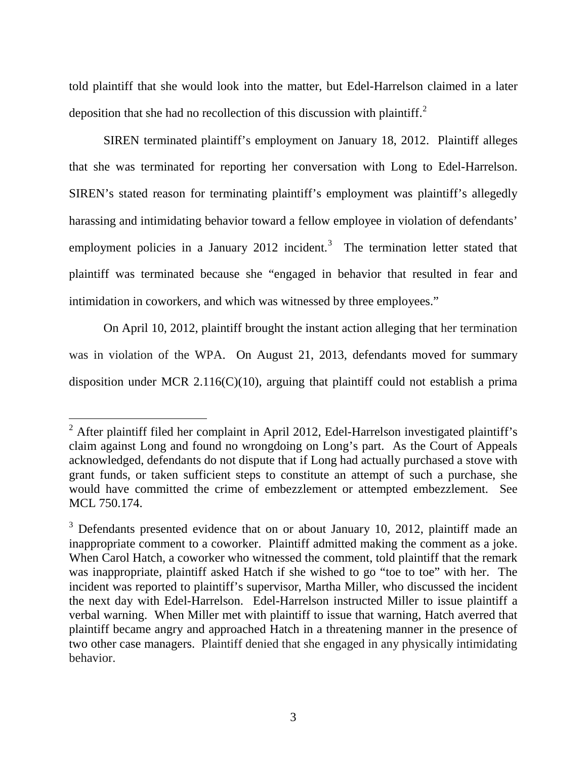told plaintiff that she would look into the matter, but Edel-Harrelson claimed in a later deposition that she had no recollection of this discussion with plaintiff.[2]

SIREN terminated plaintiff's employment on January 18, 2012. Plaintiff alleges that she was terminated for reporting her conversation with Long to Edel-Harrelson. SIREN's stated reason for terminating plaintiff's employment was plaintiff's allegedly harassing and intimidating behavior toward a fellow employee in violation of defendants' employment policies in a January 2012 incident.[3] The termination letter stated that plaintiff was terminated because she "engaged in behavior that resulted in fear and intimidation in coworkers, and which was witnessed by three employees."

On April 10, 2012, plaintiff brought the instant action alleging that her termination was in violation of the WPA. On August 21, 2013, defendants moved for summary disposition under MCR 2.116(C)(10), arguing that plaintiff could not establish a prima

---

[2] After plaintiff filed her complaint in April 2012, Edel-Harrelson investigated plaintiff's claim against Long and found no wrongdoing on Long's part. As the Court of Appeals acknowledged, defendants do not dispute that if Long had actually purchased a stove with grant funds, or taken sufficient steps to constitute an attempt of such a purchase, she would have committed the crime of embezzlement or attempted embezzlement. See MCL 750.174.

[3] Defendants presented evidence that on or about January 10, 2012, plaintiff made an inappropriate comment to a coworker. Plaintiff admitted making the comment as a joke. When Carol Hatch, a coworker who witnessed the comment, told plaintiff that the remark was inappropriate, plaintiff asked Hatch if she wished to go "toe to toe" with her. The incident was reported to plaintiff's supervisor, Martha Miller, who discussed the incident the next day with Edel-Harrelson. Edel-Harrelson instructed Miller to issue plaintiff a verbal warning. When Miller met with plaintiff to issue that warning, Hatch averred that plaintiff became angry and approached Hatch in a threatening manner in the presence of two other case managers. Plaintiff denied that she engaged in any physically intimidating behavior.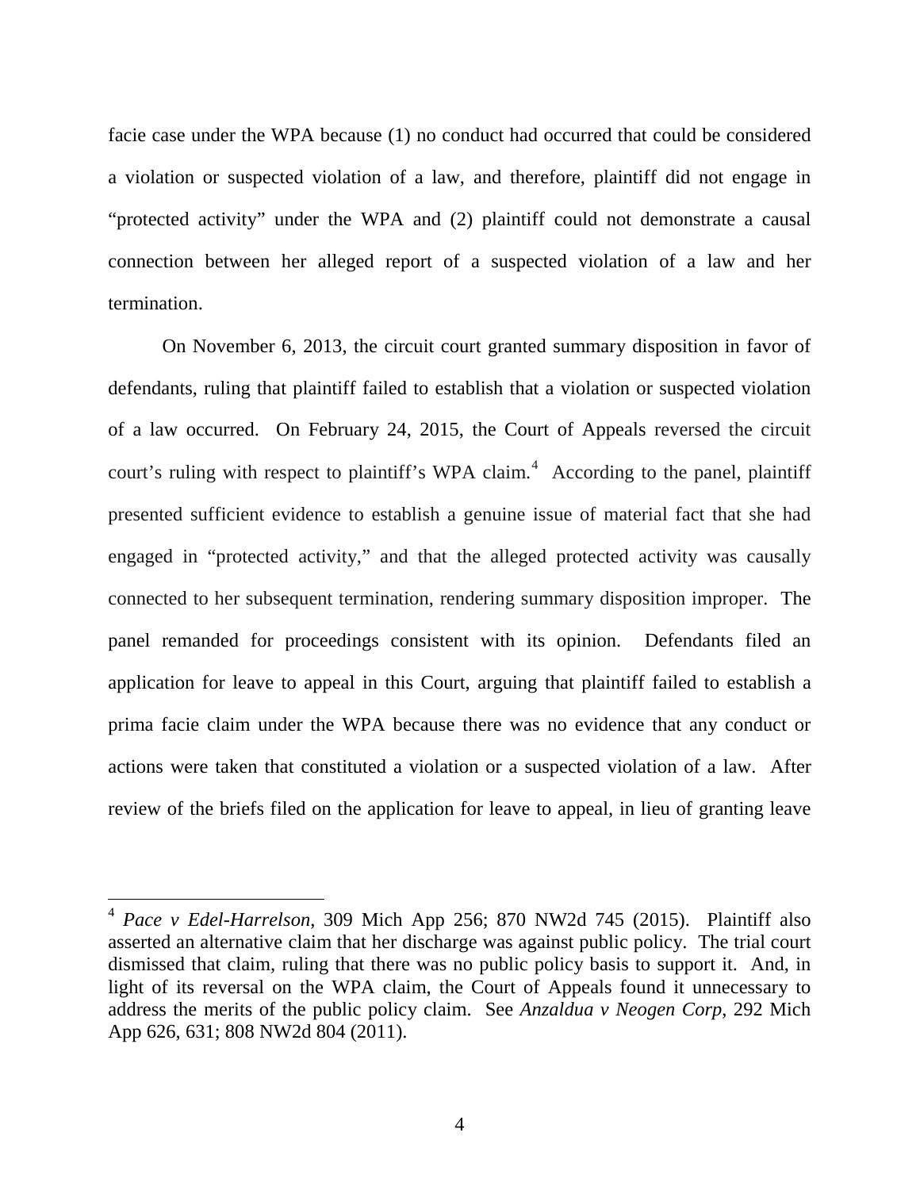facie case under the WPA because (1) no conduct had occurred that could be considered a violation or suspected violation of a law, and therefore, plaintiff did not engage in "protected activity" under the WPA and (2) plaintiff could not demonstrate a causal connection between her alleged report of a suspected violation of a law and her termination.

On November 6, 2013, the circuit court granted summary disposition in favor of defendants, ruling that plaintiff failed to establish that a violation or suspected violation of a law occurred. On February 24, 2015, the Court of Appeals reversed the circuit court's ruling with respect to plaintiff's WPA claim.[4] According to the panel, plaintiff presented sufficient evidence to establish a genuine issue of material fact that she had engaged in "protected activity," and that the alleged protected activity was causally connected to her subsequent termination, rendering summary disposition improper. The panel remanded for proceedings consistent with its opinion. Defendants filed an application for leave to appeal in this Court, arguing that plaintiff failed to establish a prima facie claim under the WPA because there was no evidence that any conduct or actions were taken that constituted a violation or a suspected violation of a law. After review of the briefs filed on the application for leave to appeal, in lieu of granting leave

---

[4] *Pace v Edel-Harrelson*, 309 Mich App 256; 870 NW2d 745 (2015). Plaintiff also asserted an alternative claim that her discharge was against public policy. The trial court dismissed that claim, ruling that there was no public policy basis to support it. And, in light of its reversal on the WPA claim, the Court of Appeals found it unnecessary to address the merits of the public policy claim. See *Anzaldua v Neogen Corp*, 292 Mich App 626, 631; 808 NW2d 804 (2011).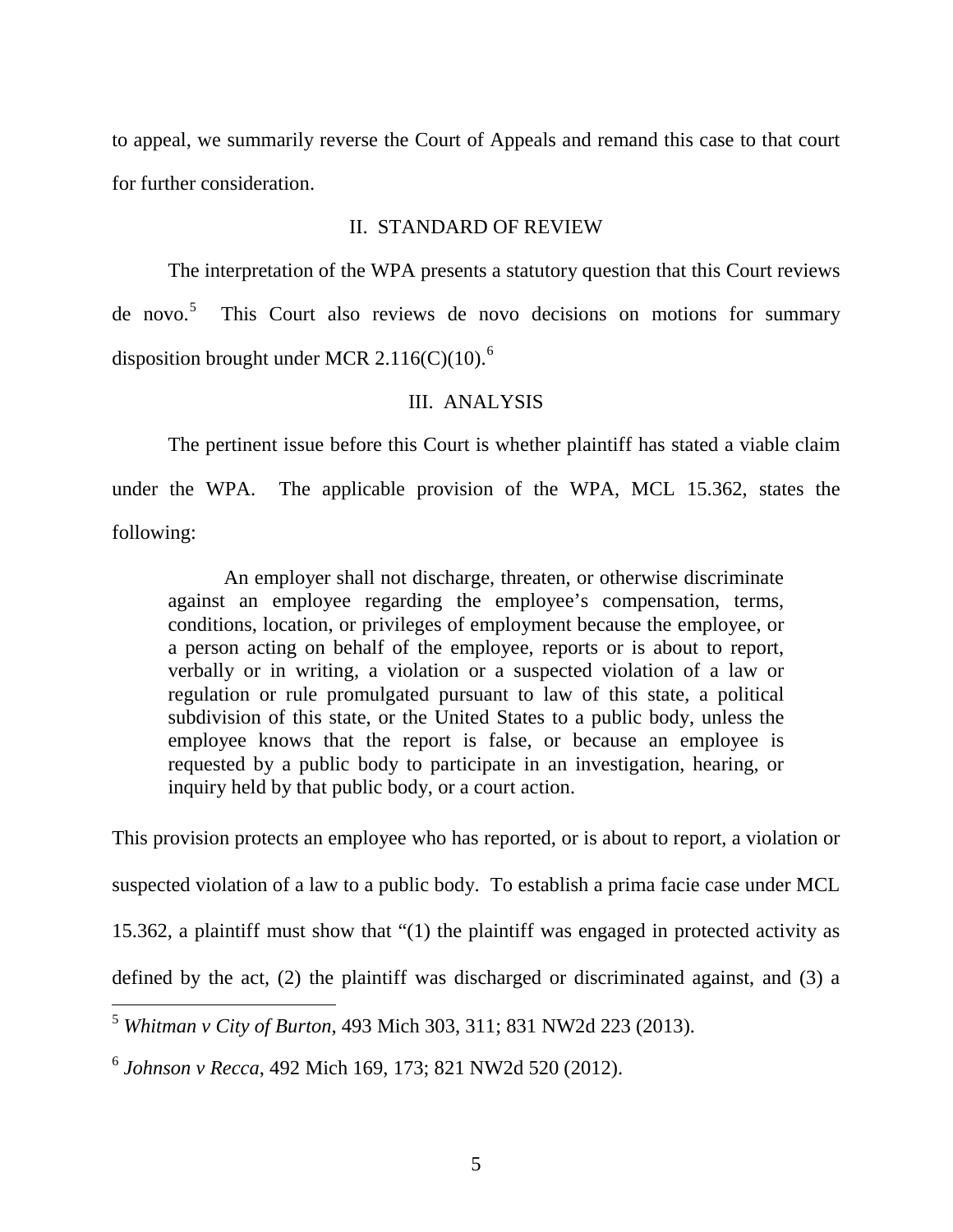to appeal, we summarily reverse the Court of Appeals and remand this case to that court for further consideration.

## II. STANDARD OF REVIEW

The interpretation of the WPA presents a statutory question that this Court reviews de novo.[5] This Court also reviews de novo decisions on motions for summary disposition brought under MCR 2.116(C)(10).[6]

## III. ANALYSIS

The pertinent issue before this Court is whether plaintiff has stated a viable claim under the WPA. The applicable provision of the WPA, MCL 15.362, states the following:

> An employer shall not discharge, threaten, or otherwise discriminate against an employee regarding the employee's compensation, terms, conditions, location, or privileges of employment because the employee, or a person acting on behalf of the employee, reports or is about to report, verbally or in writing, a violation or a suspected violation of a law or regulation or rule promulgated pursuant to law of this state, a political subdivision of this state, or the United States to a public body, unless the employee knows that the report is false, or because an employee is requested by a public body to participate in an investigation, hearing, or inquiry held by that public body, or a court action.

This provision protects an employee who has reported, or is about to report, a violation or suspected violation of a law to a public body. To establish a prima facie case under MCL 15.362, a plaintiff must show that "(1) the plaintiff was engaged in protected activity as defined by the act, (2) the plaintiff was discharged or discriminated against, and (3) a

---

[5] *Whitman v City of Burton*, 493 Mich 303, 311; 831 NW2d 223 (2013).

[6] *Johnson v Recca*, 492 Mich 169, 173; 821 NW2d 520 (2012).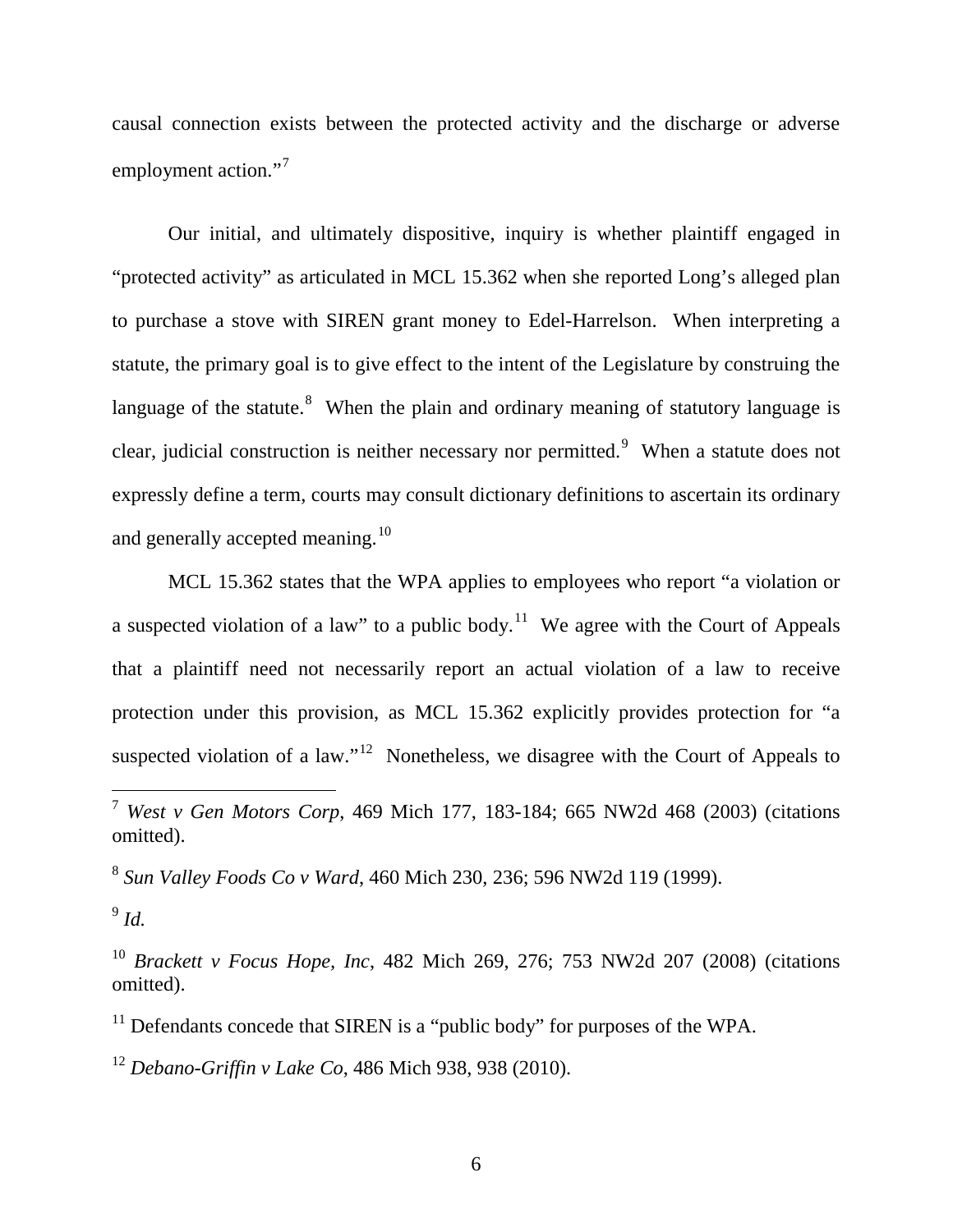causal connection exists between the protected activity and the discharge or adverse employment action."[7]

Our initial, and ultimately dispositive, inquiry is whether plaintiff engaged in "protected activity" as articulated in MCL 15.362 when she reported Long's alleged plan to purchase a stove with SIREN grant money to Edel-Harrelson. When interpreting a statute, the primary goal is to give effect to the intent of the Legislature by construing the language of the statute.[8] When the plain and ordinary meaning of statutory language is clear, judicial construction is neither necessary nor permitted.[9] When a statute does not expressly define a term, courts may consult dictionary definitions to ascertain its ordinary and generally accepted meaning.[10]

MCL 15.362 states that the WPA applies to employees who report "a violation or a suspected violation of a law" to a public body.[11] We agree with the Court of Appeals that a plaintiff need not necessarily report an actual violation of a law to receive protection under this provision, as MCL 15.362 explicitly provides protection for "a suspected violation of a law."[12] Nonetheless, we disagree with the Court of Appeals to

---

[7] *West v Gen Motors Corp*, 469 Mich 177, 183-184; 665 NW2d 468 (2003) (citations omitted).

[8] *Sun Valley Foods Co v Ward*, 460 Mich 230, 236; 596 NW2d 119 (1999).

[9] *Id.*

[10] *Brackett v Focus Hope, Inc*, 482 Mich 269, 276; 753 NW2d 207 (2008) (citations omitted).

[11] Defendants concede that SIREN is a "public body" for purposes of the WPA.

[12] *Debano-Griffin v Lake Co*, 486 Mich 938, 938 (2010).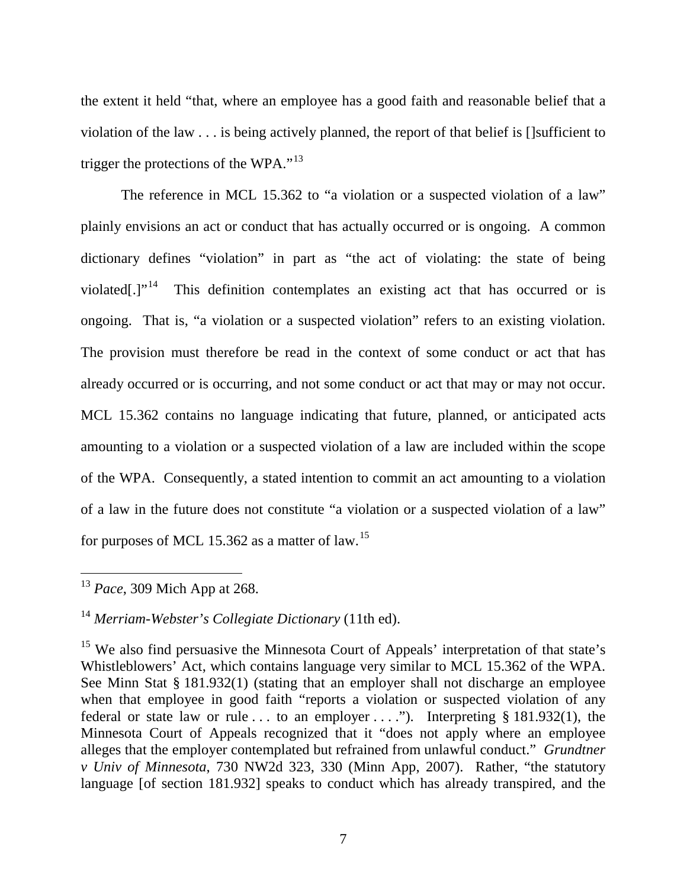the extent it held "that, where an employee has a good faith and reasonable belief that a violation of the law . . . is being actively planned, the report of that belief is []sufficient to trigger the protections of the WPA."[13]

The reference in MCL 15.362 to "a violation or a suspected violation of a law" plainly envisions an act or conduct that has actually occurred or is ongoing. A common dictionary defines "violation" in part as "the act of violating: the state of being violated[.]"[14] This definition contemplates an existing act that has occurred or is ongoing. That is, "a violation or a suspected violation" refers to an existing violation. The provision must therefore be read in the context of some conduct or act that has already occurred or is occurring, and not some conduct or act that may or may not occur. MCL 15.362 contains no language indicating that future, planned, or anticipated acts amounting to a violation or a suspected violation of a law are included within the scope of the WPA. Consequently, a stated intention to commit an act amounting to a violation of a law in the future does not constitute "a violation or a suspected violation of a law" for purposes of MCL 15.362 as a matter of law.[15]

---

[13] *Pace*, 309 Mich App at 268.

[14] *Merriam-Webster's Collegiate Dictionary* (11th ed).

[15] We also find persuasive the Minnesota Court of Appeals' interpretation of that state's Whistleblowers' Act, which contains language very similar to MCL 15.362 of the WPA. See Minn Stat § 181.932(1) (stating that an employer shall not discharge an employee when that employee in good faith "reports a violation or suspected violation of any federal or state law or rule . . . to an employer . . . ."). Interpreting § 181.932(1), the Minnesota Court of Appeals recognized that it "does not apply where an employee alleges that the employer contemplated but refrained from unlawful conduct." *Grundtner v Univ of Minnesota*, 730 NW2d 323, 330 (Minn App, 2007). Rather, "the statutory language [of section 181.932] speaks to conduct which has already transpired, and the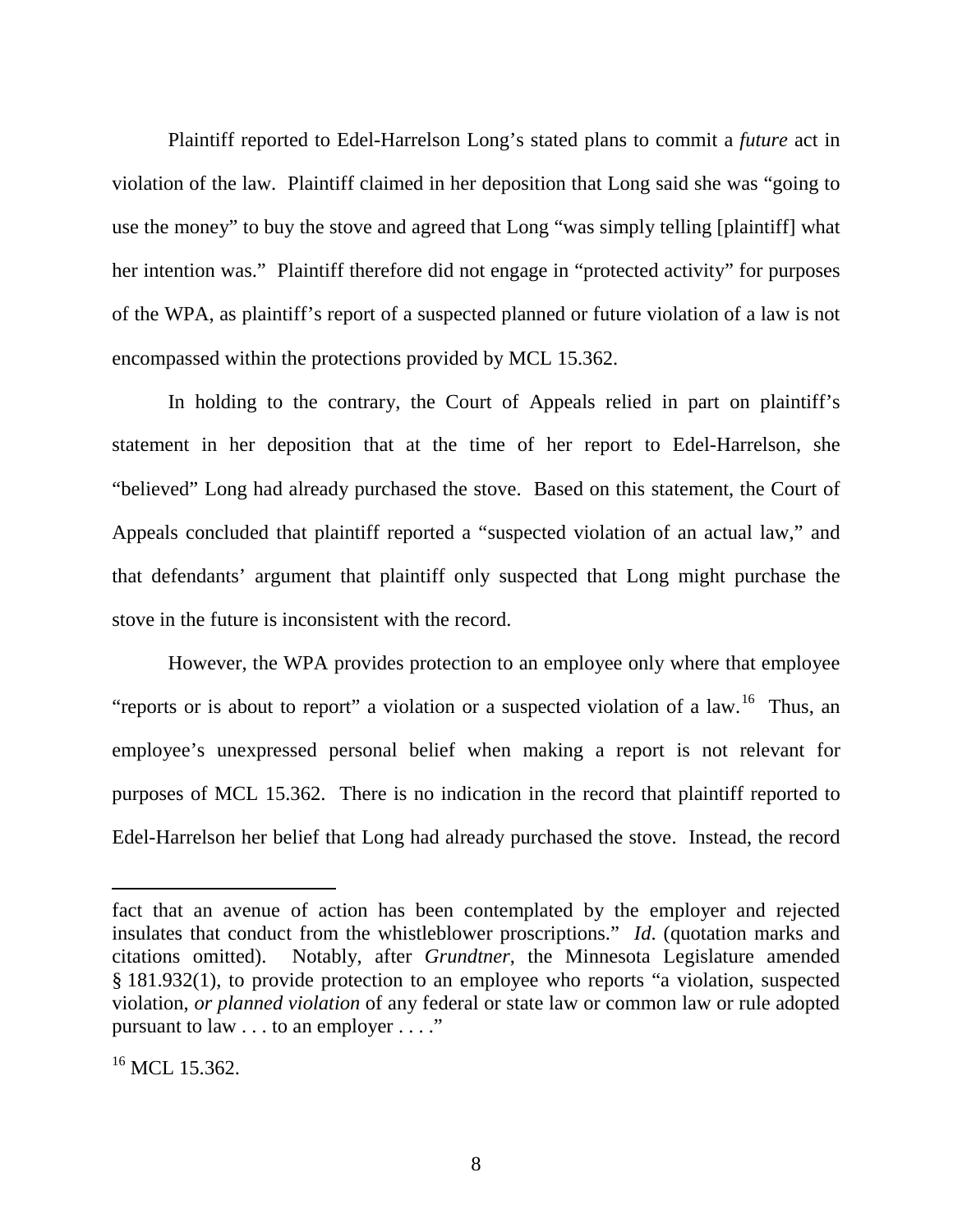Plaintiff reported to Edel-Harrelson Long's stated plans to commit a *future* act in violation of the law. Plaintiff claimed in her deposition that Long said she was "going to use the money" to buy the stove and agreed that Long "was simply telling [plaintiff] what her intention was." Plaintiff therefore did not engage in "protected activity" for purposes of the WPA, as plaintiff's report of a suspected planned or future violation of a law is not encompassed within the protections provided by MCL 15.362.

In holding to the contrary, the Court of Appeals relied in part on plaintiff's statement in her deposition that at the time of her report to Edel-Harrelson, she "believed" Long had already purchased the stove. Based on this statement, the Court of Appeals concluded that plaintiff reported a "suspected violation of an actual law," and that defendants' argument that plaintiff only suspected that Long might purchase the stove in the future is inconsistent with the record.

However, the WPA provides protection to an employee only where that employee "reports or is about to report" a violation or a suspected violation of a law.[16] Thus, an employee's unexpressed personal belief when making a report is not relevant for purposes of MCL 15.362. There is no indication in the record that plaintiff reported to Edel-Harrelson her belief that Long had already purchased the stove. Instead, the record

---

fact that an avenue of action has been contemplated by the employer and rejected insulates that conduct from the whistleblower proscriptions." *Id*. (quotation marks and citations omitted). Notably, after *Grundtner*, the Minnesota Legislature amended § 181.932(1), to provide protection to an employee who reports "a violation, suspected violation, *or planned violation* of any federal or state law or common law or rule adopted pursuant to law . . . to an employer . . . ."

[16] MCL 15.362.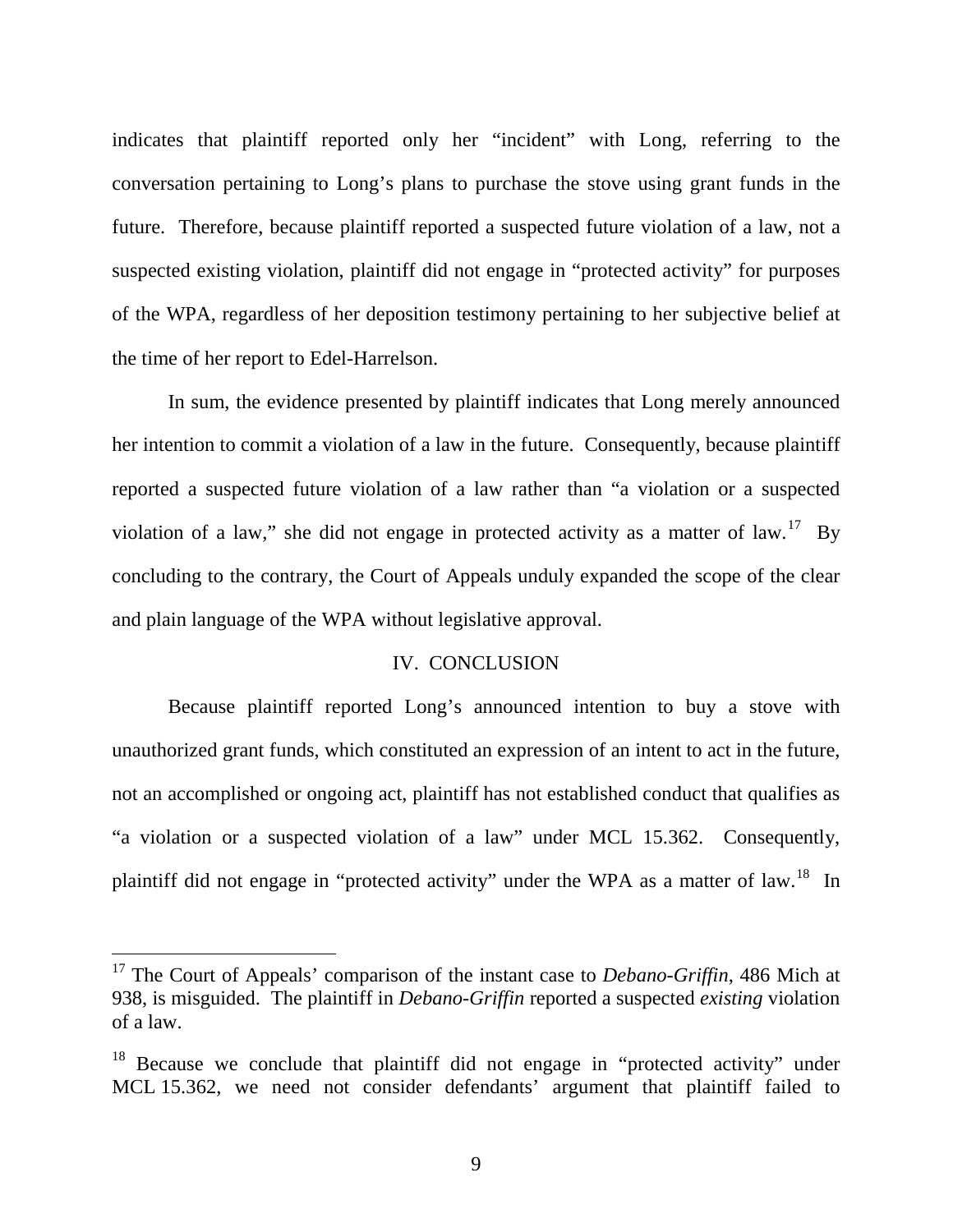indicates that plaintiff reported only her "incident" with Long, referring to the conversation pertaining to Long's plans to purchase the stove using grant funds in the future. Therefore, because plaintiff reported a suspected future violation of a law, not a suspected existing violation, plaintiff did not engage in "protected activity" for purposes of the WPA, regardless of her deposition testimony pertaining to her subjective belief at the time of her report to Edel-Harrelson.

In sum, the evidence presented by plaintiff indicates that Long merely announced her intention to commit a violation of a law in the future. Consequently, because plaintiff reported a suspected future violation of a law rather than "a violation or a suspected violation of a law," she did not engage in protected activity as a matter of law.[17] By concluding to the contrary, the Court of Appeals unduly expanded the scope of the clear and plain language of the WPA without legislative approval.

## IV. CONCLUSION

Because plaintiff reported Long's announced intention to buy a stove with unauthorized grant funds, which constituted an expression of an intent to act in the future, not an accomplished or ongoing act, plaintiff has not established conduct that qualifies as "a violation or a suspected violation of a law" under MCL 15.362. Consequently, plaintiff did not engage in "protected activity" under the WPA as a matter of law.[18] In

---

[17] The Court of Appeals' comparison of the instant case to *Debano-Griffin*, 486 Mich at 938, is misguided. The plaintiff in *Debano-Griffin* reported a suspected *existing* violation of a law.

[18] Because we conclude that plaintiff did not engage in "protected activity" under MCL 15.362, we need not consider defendants' argument that plaintiff failed to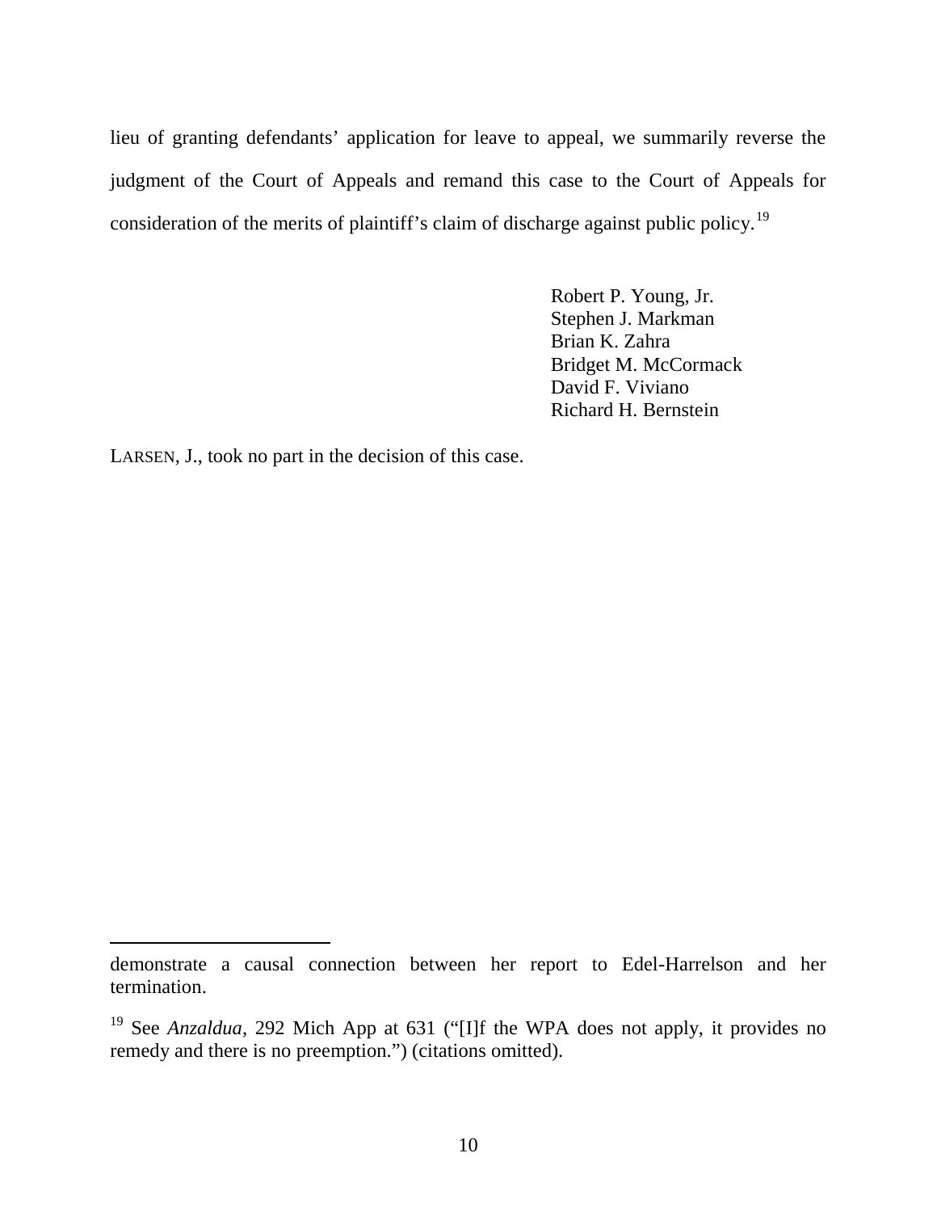lieu of granting defendants' application for leave to appeal, we summarily reverse the judgment of the Court of Appeals and remand this case to the Court of Appeals for consideration of the merits of plaintiff's claim of discharge against public policy.[19]

Robert P. Young, Jr.
Stephen J. Markman
Brian K. Zahra
Bridget M. McCormack
David F. Viviano
Richard H. Bernstein

LARSEN, J., took no part in the decision of this case.

---

demonstrate a causal connection between her report to Edel-Harrelson and her termination.

[19] See *Anzaldua*, 292 Mich App at 631 ("[I]f the WPA does not apply, it provides no remedy and there is no preemption.") (citations omitted).